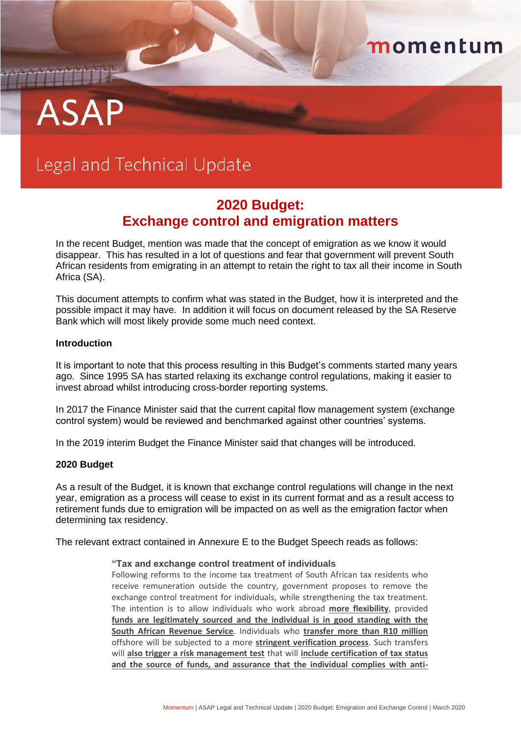# ASAP

## Legal and Technical Update

## 2020 Budget: Exchange control and emigration matters

In the recent Budget, mention was made that the concept of emigration as we know it would disappear. This has resulted in a lot of questions and fear that government will prevent South African residents from emigrating in an attempt to retain the right to tax all their income in South Africa (SA).

This document attempts to confirm what was stated in the Budget, how it is interpreted and the possible impact it may have. In addition it will focus on document released by the SA Reserve Bank which will most likely provide some much need context.

**Introduction**

It is important to note that this process resulting in this Budget's comments started many years ago. Since 1995 SA has started relaxing its exchange control regulations, making it easier to invest abroad whilst introducing cross-border reporting systems.

In 2017 the Finance Minister said that the current capital flow management system (exchange control system) would be reviewed and benchmarked against other countries' systems.

In the 2019 interim Budget the Finance Minister said that changes will be introduced.

**2020 Budget**

As a result of the Budget, it is known that exchange control regulations will change in the next year, emigration as a process will cease to exist in its current format and as a result access to retirement funds due to emigration will be impacted on as well as the emigration factor when determining tax residency.

The relevant extract contained in Annexure E to the Budget Speech reads as follows:

> **"Tax and exchange control treatment of individuals**
> Following reforms to the income tax treatment of South African tax residents who receive remuneration outside the country, government proposes to remove the exchange control treatment for individuals, while strengthening the tax treatment. The intention is to allow individuals who work abroad **more flexibility**, provided **funds are legitimately sourced and the individual is in good standing with the South African Revenue Service**. Individuals who **transfer more than R10 million** offshore will be subjected to a more **stringent verification process**. Such transfers will **also trigger a risk management test** that will **include certification of tax status and the source of funds, and assurance that the individual complies with anti-**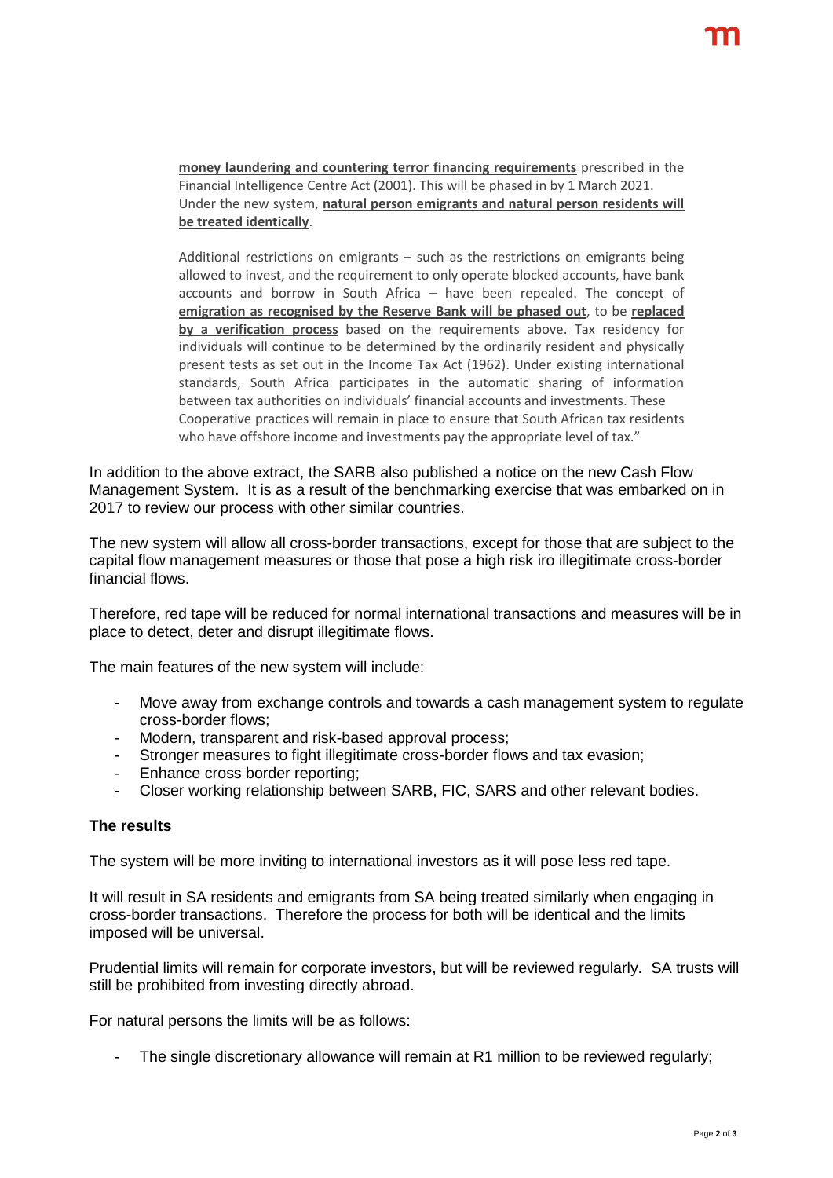**money laundering and countering terror financing requirements** prescribed in the Financial Intelligence Centre Act (2001). This will be phased in by 1 March 2021. Under the new system, **natural person emigrants and natural person residents will be treated identically**.

Additional restrictions on emigrants – such as the restrictions on emigrants being allowed to invest, and the requirement to only operate blocked accounts, have bank accounts and borrow in South Africa – have been repealed. The concept of **emigration as recognised by the Reserve Bank will be phased out**, to be **replaced by a verification process** based on the requirements above. Tax residency for individuals will continue to be determined by the ordinarily resident and physically present tests as set out in the Income Tax Act (1962). Under existing international standards, South Africa participates in the automatic sharing of information between tax authorities on individuals' financial accounts and investments. These Cooperative practices will remain in place to ensure that South African tax residents who have offshore income and investments pay the appropriate level of tax."

In addition to the above extract, the SARB also published a notice on the new Cash Flow Management System. It is as a result of the benchmarking exercise that was embarked on in 2017 to review our process with other similar countries.

The new system will allow all cross-border transactions, except for those that are subject to the capital flow management measures or those that pose a high risk iro illegitimate cross-border financial flows.

Therefore, red tape will be reduced for normal international transactions and measures will be in place to detect, deter and disrupt illegitimate flows.

The main features of the new system will include:

- Move away from exchange controls and towards a cash management system to regulate cross-border flows;
- Modern, transparent and risk-based approval process;
- Stronger measures to fight illegitimate cross-border flows and tax evasion;
- Enhance cross border reporting;
- Closer working relationship between SARB, FIC, SARS and other relevant bodies.

**The results**

The system will be more inviting to international investors as it will pose less red tape.

It will result in SA residents and emigrants from SA being treated similarly when engaging in cross-border transactions. Therefore the process for both will be identical and the limits imposed will be universal.

Prudential limits will remain for corporate investors, but will be reviewed regularly. SA trusts will still be prohibited from investing directly abroad.

For natural persons the limits will be as follows:

- The single discretionary allowance will remain at R1 million to be reviewed regularly;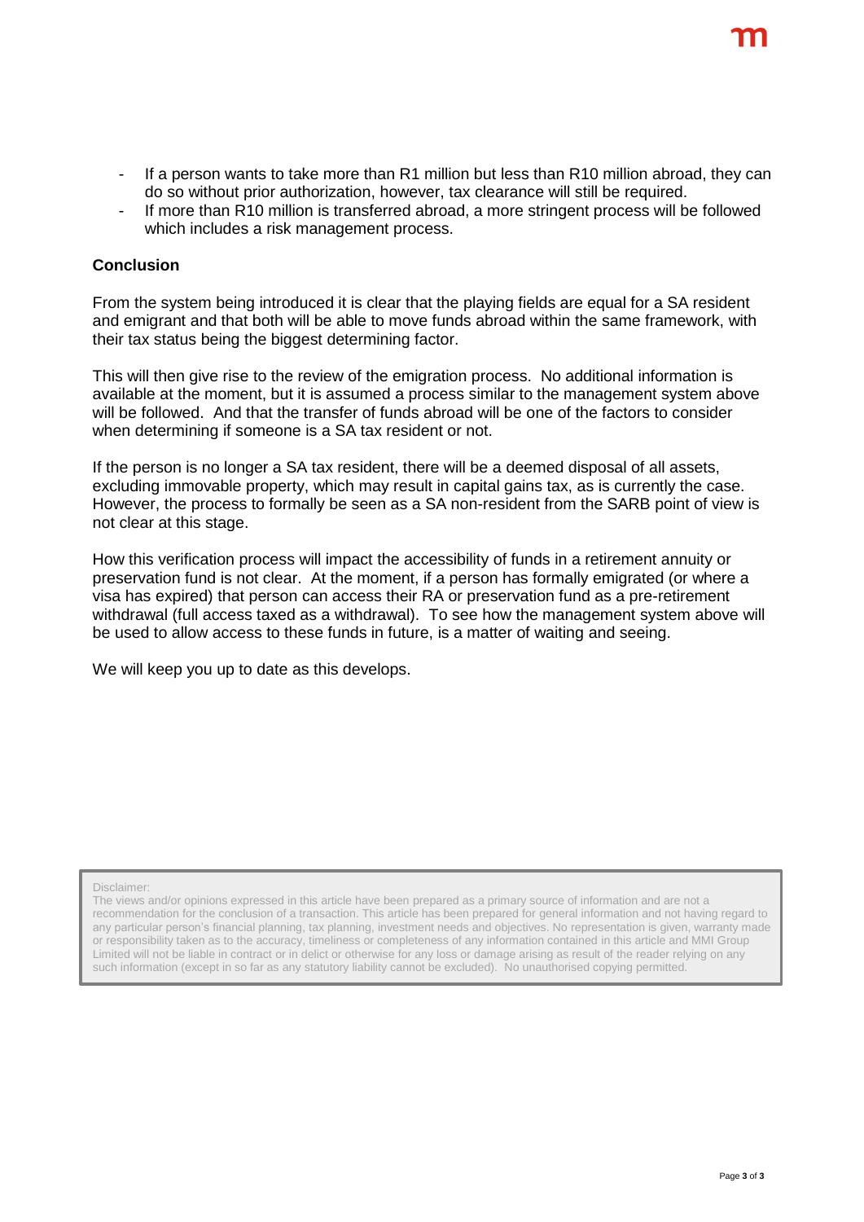- If a person wants to take more than R1 million but less than R10 million abroad, they can do so without prior authorization, however, tax clearance will still be required.
- If more than R10 million is transferred abroad, a more stringent process will be followed which includes a risk management process.

**Conclusion**

From the system being introduced it is clear that the playing fields are equal for a SA resident and emigrant and that both will be able to move funds abroad within the same framework, with their tax status being the biggest determining factor.

This will then give rise to the review of the emigration process. No additional information is available at the moment, but it is assumed a process similar to the management system above will be followed. And that the transfer of funds abroad will be one of the factors to consider when determining if someone is a SA tax resident or not.

If the person is no longer a SA tax resident, there will be a deemed disposal of all assets, excluding immovable property, which may result in capital gains tax, as is currently the case. However, the process to formally be seen as a SA non-resident from the SARB point of view is not clear at this stage.

How this verification process will impact the accessibility of funds in a retirement annuity or preservation fund is not clear. At the moment, if a person has formally emigrated (or where a visa has expired) that person can access their RA or preservation fund as a pre-retirement withdrawal (full access taxed as a withdrawal). To see how the management system above will be used to allow access to these funds in future, is a matter of waiting and seeing.

We will keep you up to date as this develops.

Disclaimer:
The views and/or opinions expressed in this article have been prepared as a primary source of information and are not a recommendation for the conclusion of a transaction. This article has been prepared for general information and not having regard to any particular person's financial planning, tax planning, investment needs and objectives. No representation is given, warranty made or responsibility taken as to the accuracy, timeliness or completeness of any information contained in this article and MMI Group Limited will not be liable in contract or in delict or otherwise for any loss or damage arising as result of the reader relying on any such information (except in so far as any statutory liability cannot be excluded). No unauthorised copying permitted.